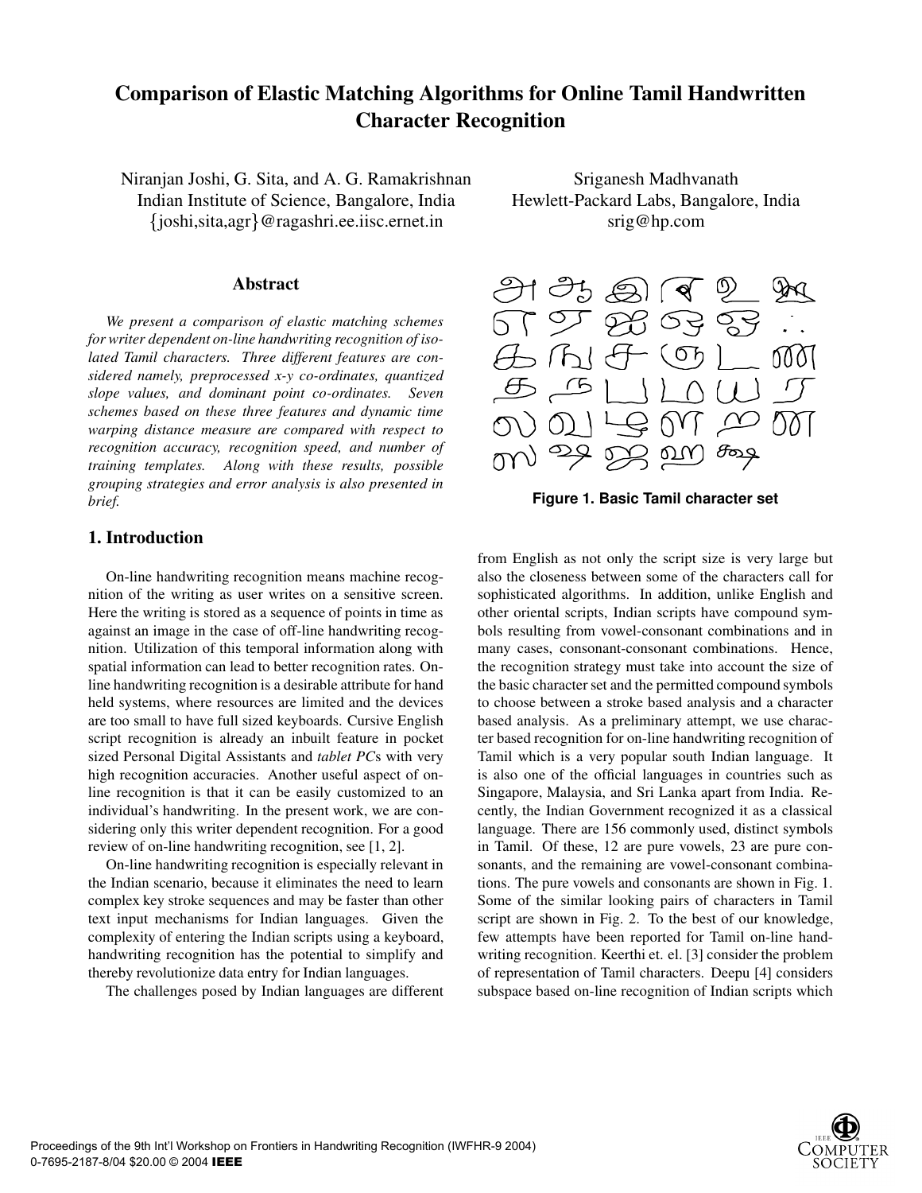# Comparison of Elastic Matching Algorithms for Online Tamil Handwritten Character Recognition

Niranjan Joshi, G. Sita, and A. G. Ramakrishnan
Indian Institute of Science, Bangalore, India
{joshi,sita,agr}@ragashri.ee.iisc.ernet.in

Sriganesh Madhvanath
Hewlett-Packard Labs, Bangalore, India
srig@hp.com

## Abstract

*We present a comparison of elastic matching schemes for writer dependent on-line handwriting recognition of isolated Tamil characters. Three different features are considered namely, preprocessed x-y co-ordinates, quantized slope values, and dominant point co-ordinates. Seven schemes based on these three features and dynamic time warping distance measure are compared with respect to recognition accuracy, recognition speed, and number of training templates. Along with these results, possible grouping strategies and error analysis is also presented in brief.*

## 1. Introduction

On-line handwriting recognition means machine recognition of the writing as user writes on a sensitive screen. Here the writing is stored as a sequence of points in time as against an image in the case of off-line handwriting recognition. Utilization of this temporal information along with spatial information can lead to better recognition rates. On-line handwriting recognition is a desirable attribute for hand held systems, where resources are limited and the devices are too small to have full sized keyboards. Cursive English script recognition is already an inbuilt feature in pocket sized Personal Digital Assistants and *tablet PC*s with very high recognition accuracies. Another useful aspect of on-line recognition is that it can be easily customized to an individual's handwriting. In the present work, we are considering only this writer dependent recognition. For a good review of on-line handwriting recognition, see [1, 2].

On-line handwriting recognition is especially relevant in the Indian scenario, because it eliminates the need to learn complex key stroke sequences and may be faster than other text input mechanisms for Indian languages. Given the complexity of entering the Indian scripts using a keyboard, handwriting recognition has the potential to simplify and thereby revolutionize data entry for Indian languages.

The challenges posed by Indian languages are different from English as not only the script size is very large but also the closeness between some of the characters call for sophisticated algorithms. In addition, unlike English and other oriental scripts, Indian scripts have compound symbols resulting from vowel-consonant combinations and in many cases, consonant-consonant combinations. Hence, the recognition strategy must take into account the size of the basic character set and the permitted compound symbols to choose between a stroke based analysis and a character based analysis. As a preliminary attempt, we use character based recognition for on-line handwriting recognition of Tamil which is a very popular south Indian language. It is also one of the official languages in countries such as Singapore, Malaysia, and Sri Lanka apart from India. Recently, the Indian Government recognized it as a classical language. There are 156 commonly used, distinct symbols in Tamil. Of these, 12 are pure vowels, 23 are pure consonants, and the remaining are vowel-consonant combinations. The pure vowels and consonants are shown in Fig. 1. Some of the similar looking pairs of characters in Tamil script are shown in Fig. 2. To the best of our knowledge, few attempts have been reported for Tamil on-line handwriting recognition. Keerthi et. el. [3] consider the problem of representation of Tamil characters. Deepu [4] considers subspace based on-line recognition of Indian scripts which

**Figure 1. Basic Tamil character set**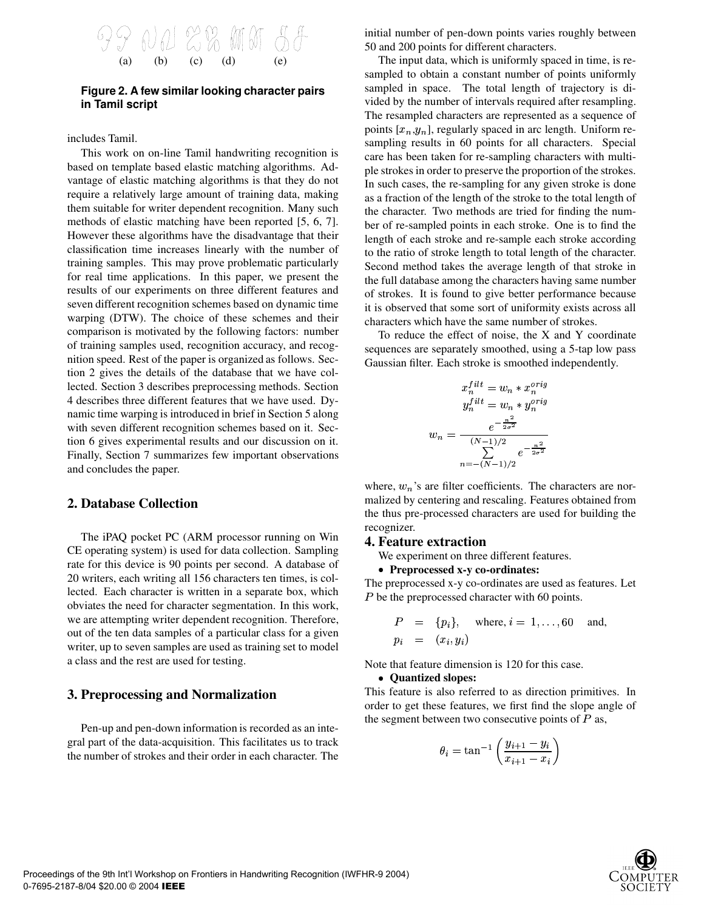(a) (b) (c) (d) (e)

**Figure 2. A few similar looking character pairs in Tamil script**

includes Tamil.

This work on on-line Tamil handwriting recognition is based on template based elastic matching algorithms. Advantage of elastic matching algorithms is that they do not require a relatively large amount of training data, making them suitable for writer dependent recognition. Many such methods of elastic matching have been reported [5, 6, 7]. However these algorithms have the disadvantage that their classification time increases linearly with the number of training samples. This may prove problematic particularly for real time applications. In this paper, we present the results of our experiments on three different features and seven different recognition schemes based on dynamic time warping (DTW). The choice of these schemes and their comparison is motivated by the following factors: number of training samples used, recognition accuracy, and recognition speed. Rest of the paper is organized as follows. Section 2 gives the details of the database that we have collected. Section 3 describes preprocessing methods. Section 4 describes three different features that we have used. Dynamic time warping is introduced in brief in Section 5 along with seven different recognition schemes based on it. Section 6 gives experimental results and our discussion on it. Finally, Section 7 summarizes few important observations and concludes the paper.

## 2. Database Collection

The iPAQ pocket PC (ARM processor running on Win CE operating system) is used for data collection. Sampling rate for this device is 90 points per second. A database of 20 writers, each writing all 156 characters ten times, is collected. Each character is written in a separate box, which obviates the need for character segmentation. In this work, we are attempting writer dependent recognition. Therefore, out of the ten data samples of a particular class for a given writer, up to seven samples are used as training set to model a class and the rest are used for testing.

## 3. Preprocessing and Normalization

Pen-up and pen-down information is recorded as an integral part of the data-acquisition. This facilitates us to track the number of strokes and their order in each character. The initial number of pen-down points varies roughly between 50 and 200 points for different characters.

The input data, which is uniformly spaced in time, is resampled to obtain a constant number of points uniformly sampled in space. The total length of trajectory is divided by the number of intervals required after resampling. The resampled characters are represented as a sequence of points $[x_n, y_n]$, regularly spaced in arc length. Uniform resampling results in 60 points for all characters. Special care has been taken for re-sampling characters with multiple strokes in order to preserve the proportion of the strokes. In such cases, the re-sampling for any given stroke is done as a fraction of the length of the stroke to the total length of the character. Two methods are tried for finding the number of re-sampled points in each stroke. One is to find the length of each stroke and re-sample each stroke according to the ratio of stroke length to total length of the character. Second method takes the average length of that stroke in the full database among the characters having same number of strokes. It is found to give better performance because it is observed that some sort of uniformity exists across all characters which have the same number of strokes.

To reduce the effect of noise, the X and Y coordinate sequences are separately smoothed, using a 5-tap low pass Gaussian filter. Each stroke is smoothed independently.

$$x_n^{filt} = w_n * x_n^{orig}$$

$$y_n^{filt} = w_n * y_n^{orig}$$

$$w_n = \frac{e^{-\frac{n^2}{2\sigma^2}}}{\sum_{n=-(N-1)/2}^{(N-1)/2} e^{-\frac{n^2}{2\sigma^2}}}$$

where, $w_n$'s are filter coefficients. The characters are normalized by centering and rescaling. Features obtained from the thus pre-processed characters are used for building the recognizer.

## 4. Feature extraction

We experiment on three different features.

- **Preprocessed x-y co-ordinates:**

The preprocessed x-y co-ordinates are used as features. Let $P$ be the preprocessed character with 60 points.

$$P = \{p_i\}, \quad \text{where, } i = 1, \ldots, 60 \quad \text{and,}$$

$$p_i = (x_i, y_i)$$

Note that feature dimension is 120 for this case.

- **Quantized slopes:**

This feature is also referred to as direction primitives. In order to get these features, we first find the slope angle of the segment between two consecutive points of $P$ as,

$$\theta_i = \tan^{-1}\left(\frac{y_{i+1} - y_i}{x_{i+1} - x_i}\right)$$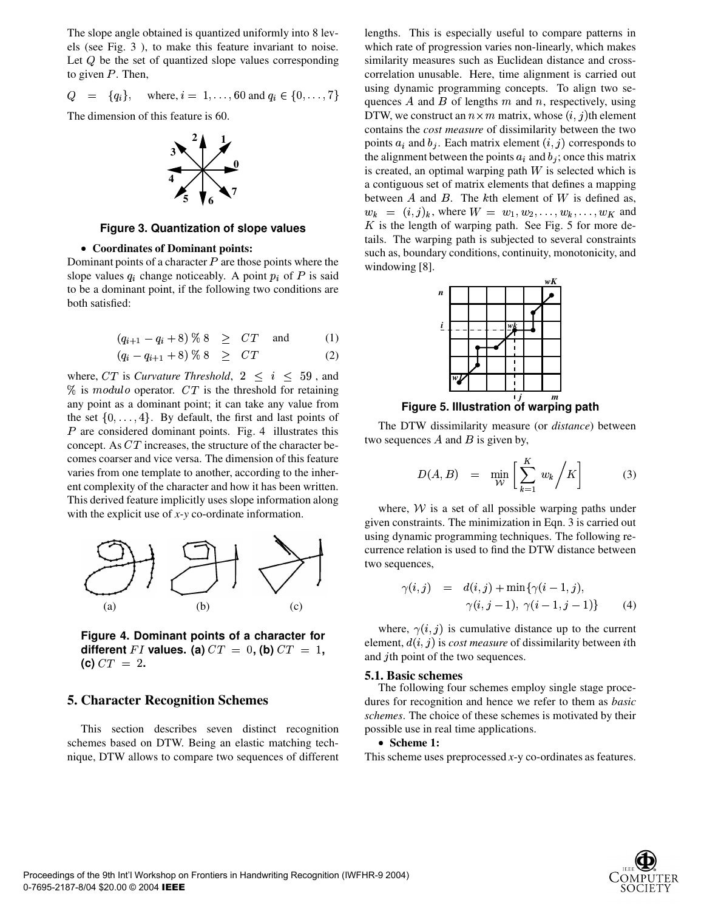The slope angle obtained is quantized uniformly into 8 levels (see Fig. 3 ), to make this feature invariant to noise. Let $Q$ be the set of quantized slope values corresponding to given $P$. Then,

$$Q = \{q_i\}, \quad \text{where, } i = 1, \ldots, 60 \text{ and } q_i \in \{0, \ldots, 7\}$$

The dimension of this feature is 60.

**Figure 3. Quantization of slope values**

- **Coordinates of Dominant points:**

Dominant points of a character $P$ are those points where the slope values $q_i$ change noticeably. A point $p_i$ of $P$ is said to be a dominant point, if the following two conditions are both satisfied:

$$(q_{i+1} - q_i + 8) \,\%\, 8 \;\geq\; CT \quad \text{and} \tag{1}$$

$$(q_i - q_{i+1} + 8) \,\%\, 8 \;\geq\; CT \tag{2}$$

where, $CT$ is *Curvature Threshold*, $2 \leq i \leq 59$ , and $\%$ is $modulo$ operator. $CT$ is the threshold for retaining any point as a dominant point; it can take any value from the set $\{0, \ldots, 4\}$. By default, the first and last points of $P$ are considered dominant points. Fig. 4 illustrates this concept. As $CT$ increases, the structure of the character becomes coarser and vice versa. The dimension of this feature varies from one template to another, according to the inherent complexity of the character and how it has been written. This derived feature implicitly uses slope information along with the explicit use of *x-y* co-ordinate information.

**Figure 4. Dominant points of a character for different $FI$ values. (a) $CT = 0$, (b) $CT = 1$, (c) $CT = 2$.**

## 5. Character Recognition Schemes

This section describes seven distinct recognition schemes based on DTW. Being an elastic matching technique, DTW allows to compare two sequences of different lengths. This is especially useful to compare patterns in which rate of progression varies non-linearly, which makes similarity measures such as Euclidean distance and cross-correlation unusable. Here, time alignment is carried out using dynamic programming concepts. To align two sequences $A$ and $B$ of lengths $m$ and $n$, respectively, using DTW, we construct an $n \times m$ matrix, whose $(i, j)$th element contains the *cost measure* of dissimilarity between the two points $a_i$ and $b_j$. Each matrix element $(i, j)$ corresponds to the alignment between the points $a_i$ and $b_j$; once this matrix is created, an optimal warping path $W$ is selected which is a contiguous set of matrix elements that defines a mapping between $A$ and $B$. The $k$th element of $W$ is defined as, $w_k = (i, j)_k$, where $W = w_1, w_2, \ldots, w_k, \ldots, w_K$ and $K$ is the length of warping path. See Fig. 5 for more details. The warping path is subjected to several constraints such as, boundary conditions, continuity, monotonicity, and windowing [8].

**Figure 5. Illustration of warping path**

The DTW dissimilarity measure (or *distance*) between two sequences $A$ and $B$ is given by,

$$D(A, B) = \min_{\mathcal{W}} \left[ \sum_{k=1}^{K} w_k \Big/ K \right] \tag{3}$$

where, $\mathcal{W}$ is a set of all possible warping paths under given constraints. The minimization in Eqn. 3 is carried out using dynamic programming techniques. The following recurrence relation is used to find the DTW distance between two sequences,

$$\gamma(i, j) = d(i, j) + \min\{\gamma(i-1, j), \; \gamma(i, j-1), \; \gamma(i-1, j-1)\} \tag{4}$$

where, $\gamma(i, j)$ is cumulative distance up to the current element, $d(i, j)$ is *cost measure* of dissimilarity between $i$th and $j$th point of the two sequences.

### 5.1. Basic schemes

The following four schemes employ single stage procedures for recognition and hence we refer to them as *basic schemes*. The choice of these schemes is motivated by their possible use in real time applications.

- **Scheme 1:**

This scheme uses preprocessed *x*-y co-ordinates as features.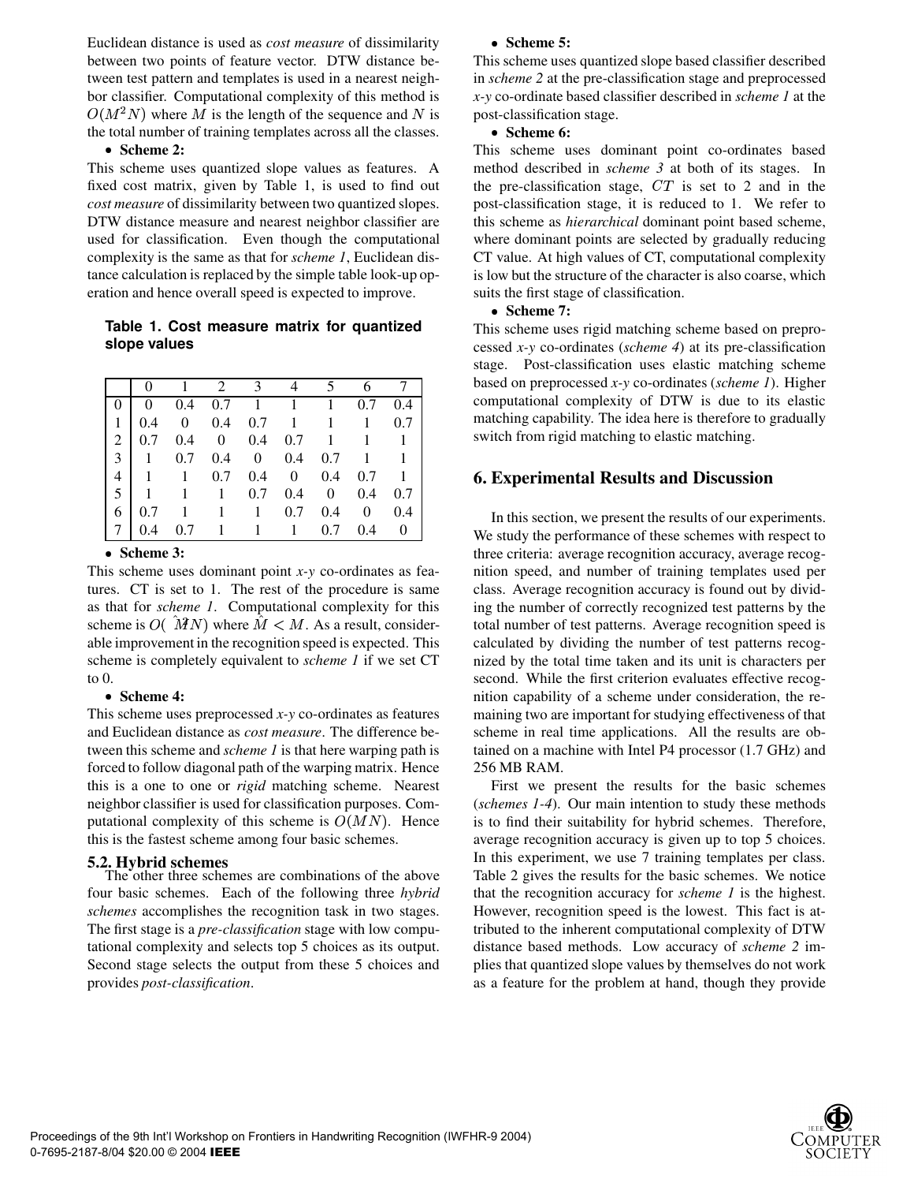Euclidean distance is used as *cost measure* of dissimilarity between two points of feature vector. DTW distance between test pattern and templates is used in a nearest neighbor classifier. Computational complexity of this method is $O(M^2N)$ where $M$ is the length of the sequence and $N$ is the total number of training templates across all the classes.

- **Scheme 2:**

This scheme uses quantized slope values as features. A fixed cost matrix, given by Table 1, is used to find out *cost measure* of dissimilarity between two quantized slopes. DTW distance measure and nearest neighbor classifier are used for classification. Even though the computational complexity is the same as that for *scheme 1*, Euclidean distance calculation is replaced by the simple table look-up operation and hence overall speed is expected to improve.

**Table 1. Cost measure matrix for quantized slope values**

| | 0 | 1 | 2 | 3 | 4 | 5 | 6 | 7 |
|---|---|---|---|---|---|---|---|---|
| 0 | 0 | 0.4 | 0.7 | 1 | 1 | 1 | 0.7 | 0.4 |
| 1 | 0.4 | 0 | 0.4 | 0.7 | 1 | 1 | 1 | 0.7 |
| 2 | 0.7 | 0.4 | 0 | 0.4 | 0.7 | 1 | 1 | 1 |
| 3 | 1 | 0.7 | 0.4 | 0 | 0.4 | 0.7 | 1 | 1 |
| 4 | 1 | 1 | 0.7 | 0.4 | 0 | 0.4 | 0.7 | 1 |
| 5 | 1 | 1 | 1 | 0.7 | 0.4 | 0 | 0.4 | 0.7 |
| 6 | 0.7 | 1 | 1 | 1 | 0.7 | 0.4 | 0 | 0.4 |
| 7 | 0.4 | 0.7 | 1 | 1 | 1 | 0.7 | 0.4 | 0 |

- **Scheme 3:**

This scheme uses dominant point *x-y* co-ordinates as features. CT is set to 1. The rest of the procedure is same as that for *scheme 1*. Computational complexity for this scheme is $O(\hat{M}^2N)$ where $\hat{M} < M$. As a result, considerable improvement in the recognition speed is expected. This scheme is completely equivalent to *scheme 1* if we set CT to 0.

- **Scheme 4:**

This scheme uses preprocessed *x-y* co-ordinates as features and Euclidean distance as *cost measure*. The difference between this scheme and *scheme 1* is that here warping path is forced to follow diagonal path of the warping matrix. Hence this is a one to one or *rigid* matching scheme. Nearest neighbor classifier is used for classification purposes. Computational complexity of this scheme is $O(MN)$. Hence this is the fastest scheme among four basic schemes.

### 5.2. Hybrid schemes

The other three schemes are combinations of the above four basic schemes. Each of the following three *hybrid schemes* accomplishes the recognition task in two stages. The first stage is a *pre-classification* stage with low computational complexity and selects top 5 choices as its output. Second stage selects the output from these 5 choices and provides *post-classification*.

- **Scheme 5:**

This scheme uses quantized slope based classifier described in *scheme 2* at the pre-classification stage and preprocessed *x-y* co-ordinate based classifier described in *scheme 1* at the post-classification stage.

- **Scheme 6:**

This scheme uses dominant point co-ordinates based method described in *scheme 3* at both of its stages. In the pre-classification stage, $CT$ is set to 2 and in the post-classification stage, it is reduced to 1. We refer to this scheme as *hierarchical* dominant point based scheme, where dominant points are selected by gradually reducing CT value. At high values of CT, computational complexity is low but the structure of the character is also coarse, which suits the first stage of classification.

- **Scheme 7:**

This scheme uses rigid matching scheme based on preprocessed *x-y* co-ordinates (*scheme 4*) at its pre-classification stage. Post-classification uses elastic matching scheme based on preprocessed *x-y* co-ordinates (*scheme 1*). Higher computational complexity of DTW is due to its elastic matching capability. The idea here is therefore to gradually switch from rigid matching to elastic matching.

## 6. Experimental Results and Discussion

In this section, we present the results of our experiments. We study the performance of these schemes with respect to three criteria: average recognition accuracy, average recognition speed, and number of training templates used per class. Average recognition accuracy is found out by dividing the number of correctly recognized test patterns by the total number of test patterns. Average recognition speed is calculated by dividing the number of test patterns recognized by the total time taken and its unit is characters per second. While the first criterion evaluates effective recognition capability of a scheme under consideration, the remaining two are important for studying effectiveness of that scheme in real time applications. All the results are obtained on a machine with Intel P4 processor (1.7 GHz) and 256 MB RAM.

First we present the results for the basic schemes (*schemes 1-4*). Our main intention to study these methods is to find their suitability for hybrid schemes. Therefore, average recognition accuracy is given up to top 5 choices. In this experiment, we use 7 training templates per class. Table 2 gives the results for the basic schemes. We notice that the recognition accuracy for *scheme 1* is the highest. However, recognition speed is the lowest. This fact is attributed to the inherent computational complexity of DTW distance based methods. Low accuracy of *scheme 2* implies that quantized slope values by themselves do not work as a feature for the problem at hand, though they provide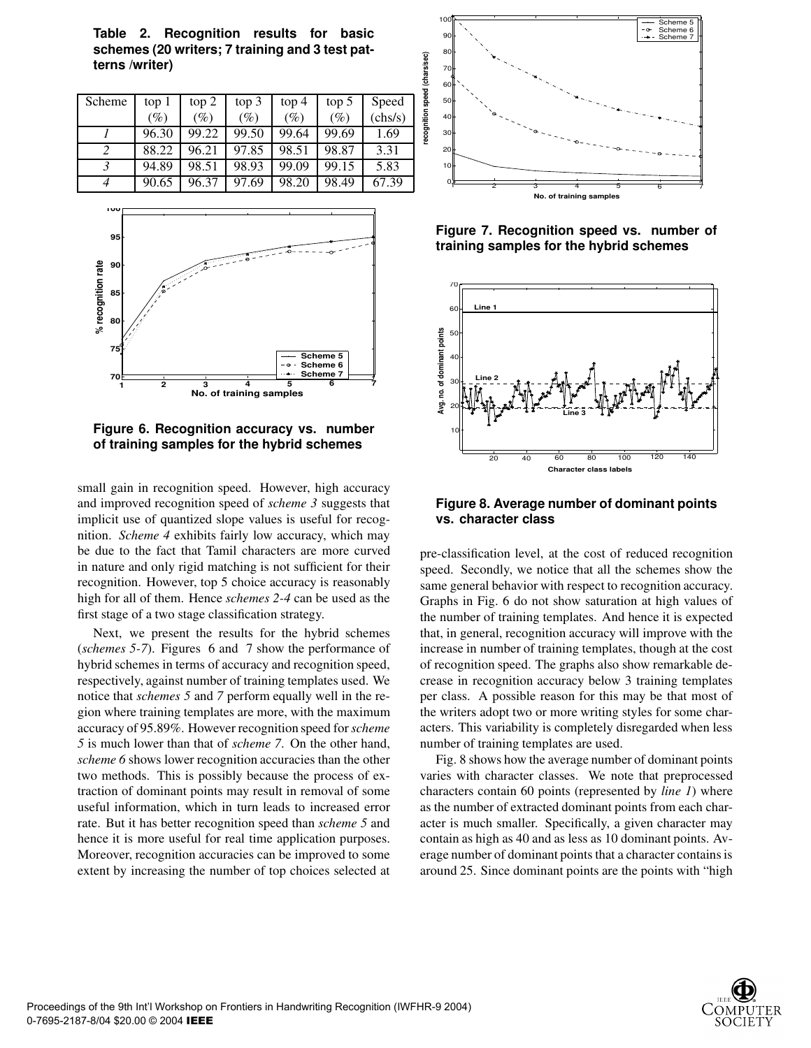**Table 2. Recognition results for basic schemes (20 writers; 7 training and 3 test patterns /writer)**

| Scheme | top 1 (%) | top 2 (%) | top 3 (%) | top 4 (%) | top 5 (%) | Speed (chs/s) |
|---|---|---|---|---|---|---|
| *1* | 96.30 | 99.22 | 99.50 | 99.64 | 99.69 | 1.69 |
| *2* | 88.22 | 96.21 | 97.85 | 98.51 | 98.87 | 3.31 |
| *3* | 94.89 | 98.51 | 98.93 | 99.09 | 99.15 | 5.83 |
| *4* | 90.65 | 96.37 | 97.69 | 98.20 | 98.49 | 67.39 |

**Figure 6. Recognition accuracy vs. number of training samples for the hybrid schemes**

small gain in recognition speed. However, high accuracy and improved recognition speed of *scheme 3* suggests that implicit use of quantized slope values is useful for recognition. *Scheme 4* exhibits fairly low accuracy, which may be due to the fact that Tamil characters are more curved in nature and only rigid matching is not sufficient for their recognition. However, top 5 choice accuracy is reasonably high for all of them. Hence *schemes 2-4* can be used as the first stage of a two stage classification strategy.

Next, we present the results for the hybrid schemes (*schemes 5-7*). Figures 6 and 7 show the performance of hybrid schemes in terms of accuracy and recognition speed, respectively, against number of training templates used. We notice that *schemes 5* and *7* perform equally well in the region where training templates are more, with the maximum accuracy of 95.89%. However recognition speed for *scheme 5* is much lower than that of *scheme 7*. On the other hand, *scheme 6* shows lower recognition accuracies than the other two methods. This is possibly because the process of extraction of dominant points may result in removal of some useful information, which in turn leads to increased error rate. But it has better recognition speed than *scheme 5* and hence it is more useful for real time application purposes. Moreover, recognition accuracies can be improved to some extent by increasing the number of top choices selected at

**Figure 7. Recognition speed vs. number of training samples for the hybrid schemes**

**Figure 8. Average number of dominant points vs. character class**

pre-classification level, at the cost of reduced recognition speed. Secondly, we notice that all the schemes show the same general behavior with respect to recognition accuracy. Graphs in Fig. 6 do not show saturation at high values of the number of training templates. And hence it is expected that, in general, recognition accuracy will improve with the increase in number of training templates, though at the cost of recognition speed. The graphs also show remarkable decrease in recognition accuracy below 3 training templates per class. A possible reason for this may be that most of the writers adopt two or more writing styles for some characters. This variability is completely disregarded when less number of training templates are used.

Fig. 8 shows how the average number of dominant points varies with character classes. We note that preprocessed characters contain 60 points (represented by *line 1*) where as the number of extracted dominant points from each character is much smaller. Specifically, a given character may contain as high as 40 and as less as 10 dominant points. Average number of dominant points that a character contains is around 25. Since dominant points are the points with "high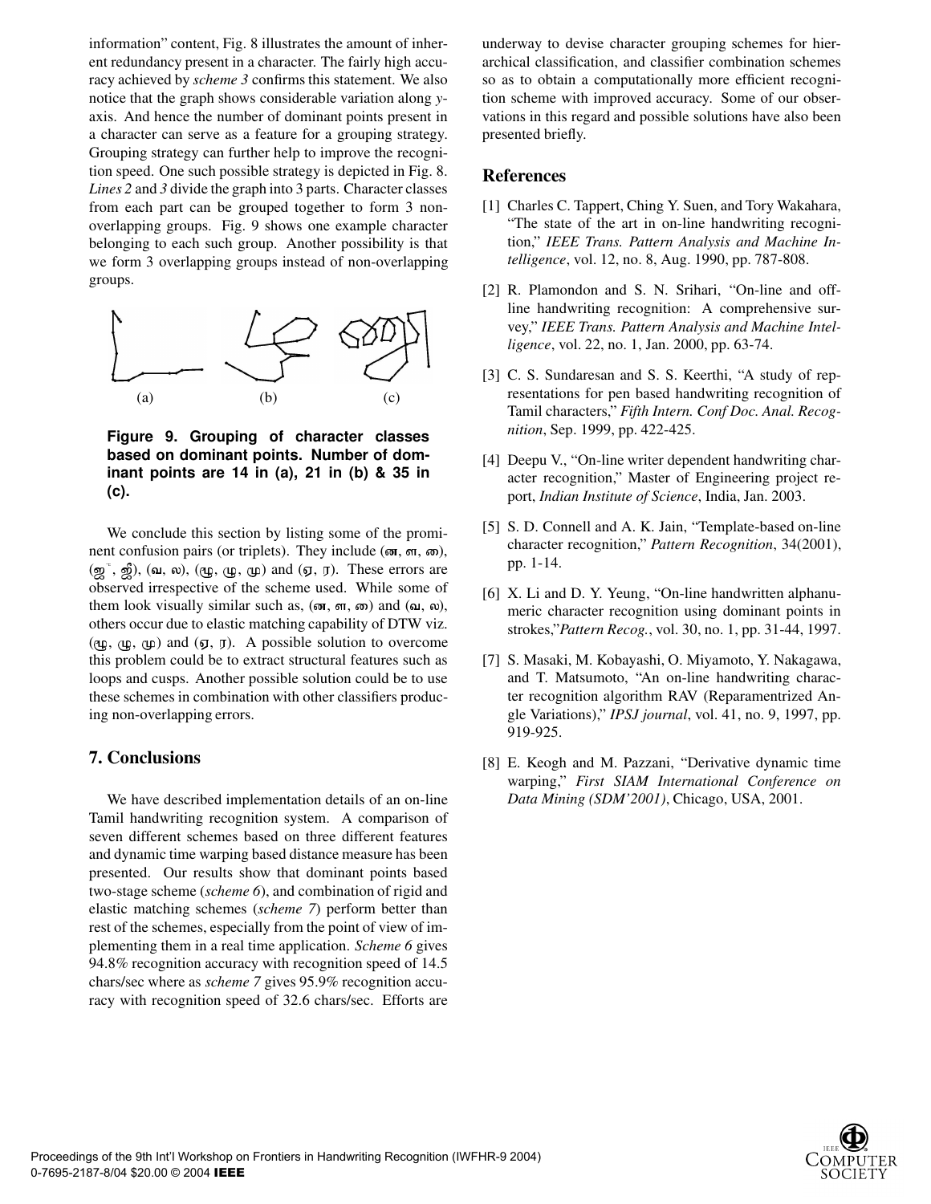information" content, Fig. 8 illustrates the amount of inherent redundancy present in a character. The fairly high accuracy achieved by *scheme 3* confirms this statement. We also notice that the graph shows considerable variation along *y*-axis. And hence the number of dominant points present in a character can serve as a feature for a grouping strategy. Grouping strategy can further help to improve the recognition speed. One such possible strategy is depicted in Fig. 8. *Lines 2* and *3* divide the graph into 3 parts. Character classes from each part can be grouped together to form 3 non-overlapping groups. Fig. 9 shows one example character belonging to each such group. Another possibility is that we form 3 overlapping groups instead of non-overlapping groups.

(a) (b) (c)

**Figure 9. Grouping of character classes based on dominant points. Number of dominant points are 14 in (a), 21 in (b) & 35 in (c).**

We conclude this section by listing some of the prominent confusion pairs (or triplets). They include (ண, ள, ை), (ஜு, ஜீ), (வ, ல), (ழு, ழ, மு) and (ஏ, ர). These errors are observed irrespective of the scheme used. While some of them look visually similar such as, (ண, ள, ை) and (வ, ல), others occur due to elastic matching capability of DTW viz. (ழு, ழ, மு) and (ஏ, ர). A possible solution to overcome this problem could be to extract structural features such as loops and cusps. Another possible solution could be to use these schemes in combination with other classifiers producing non-overlapping errors.

## 7. Conclusions

We have described implementation details of an on-line Tamil handwriting recognition system. A comparison of seven different schemes based on three different features and dynamic time warping based distance measure has been presented. Our results show that dominant points based two-stage scheme (*scheme 6*), and combination of rigid and elastic matching schemes (*scheme 7*) perform better than rest of the schemes, especially from the point of view of implementing them in a real time application. *Scheme 6* gives 94.8% recognition accuracy with recognition speed of 14.5 chars/sec where as *scheme 7* gives 95.9% recognition accuracy with recognition speed of 32.6 chars/sec. Efforts are underway to devise character grouping schemes for hierarchical classification, and classifier combination schemes so as to obtain a computationally more efficient recognition scheme with improved accuracy. Some of our observations in this regard and possible solutions have also been presented briefly.

## References

[1] Charles C. Tappert, Ching Y. Suen, and Tory Wakahara, "The state of the art in on-line handwriting recognition," *IEEE Trans. Pattern Analysis and Machine Intelligence*, vol. 12, no. 8, Aug. 1990, pp. 787-808.

[2] R. Plamondon and S. N. Srihari, "On-line and off-line handwriting recognition: A comprehensive survey," *IEEE Trans. Pattern Analysis and Machine Intelligence*, vol. 22, no. 1, Jan. 2000, pp. 63-74.

[3] C. S. Sundaresan and S. S. Keerthi, "A study of representations for pen based handwriting recognition of Tamil characters," *Fifth Intern. Conf Doc. Anal. Recognition*, Sep. 1999, pp. 422-425.

[4] Deepu V., "On-line writer dependent handwriting character recognition," Master of Engineering project report, *Indian Institute of Science*, India, Jan. 2003.

[5] S. D. Connell and A. K. Jain, "Template-based on-line character recognition," *Pattern Recognition*, 34(2001), pp. 1-14.

[6] X. Li and D. Y. Yeung, "On-line handwritten alphanumeric character recognition using dominant points in strokes,"*Pattern Recog.*, vol. 30, no. 1, pp. 31-44, 1997.

[7] S. Masaki, M. Kobayashi, O. Miyamoto, Y. Nakagawa, and T. Matsumoto, "An on-line handwriting character recognition algorithm RAV (Reparamentrized Angle Variations)," *IPSJ journal*, vol. 41, no. 9, 1997, pp. 919-925.

[8] E. Keogh and M. Pazzani, "Derivative dynamic time warping," *First SIAM International Conference on Data Mining (SDM'2001)*, Chicago, USA, 2001.